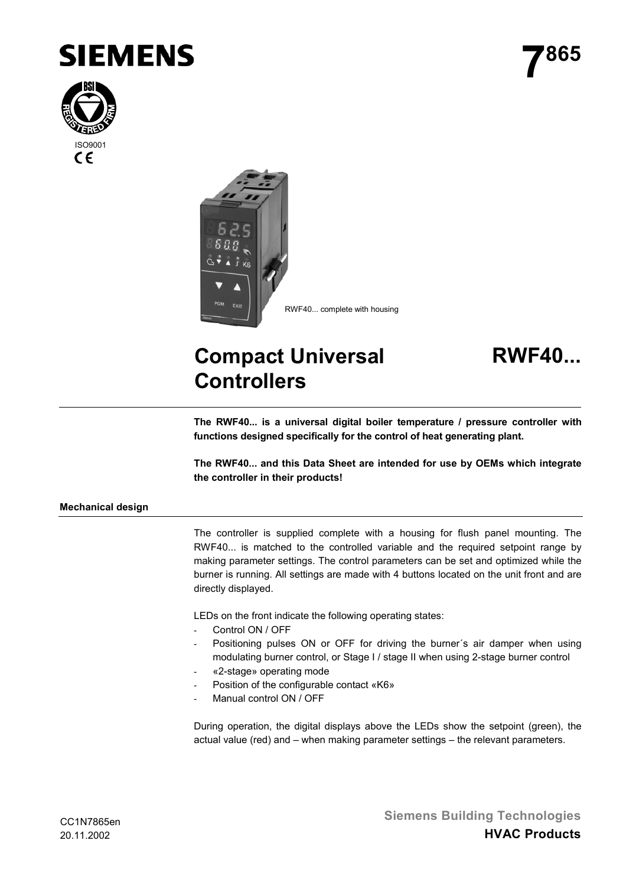# SIEMENS

**7865**

ISO9001

CE

RWF40... complete with housing

# Compact Universal Controllers

# RWF40...

**The RWF40... is a universal digital boiler temperature / pressure controller with functions designed specifically for the control of heat generating plant.**

**The RWF40... and this Data Sheet are intended for use by OEMs which integrate the controller in their products!**

**Mechanical design**

The controller is supplied complete with a housing for flush panel mounting. The RWF40... is matched to the controlled variable and the required setpoint range by making parameter settings. The control parameters can be set and optimized while the burner is running. All settings are made with 4 buttons located on the unit front and are directly displayed.

LEDs on the front indicate the following operating states:

- Control ON / OFF
- Positioning pulses ON or OFF for driving the burner´s air damper when using modulating burner control, or Stage I / stage II when using 2-stage burner control
- «2-stage» operating mode
- Position of the configurable contact «K6»
- Manual control ON / OFF

During operation, the digital displays above the LEDs show the setpoint (green), the actual value (red) and – when making parameter settings – the relevant parameters.

CC1N7865en
20.11.2002

**Siemens Building Technologies**
**HVAC Products**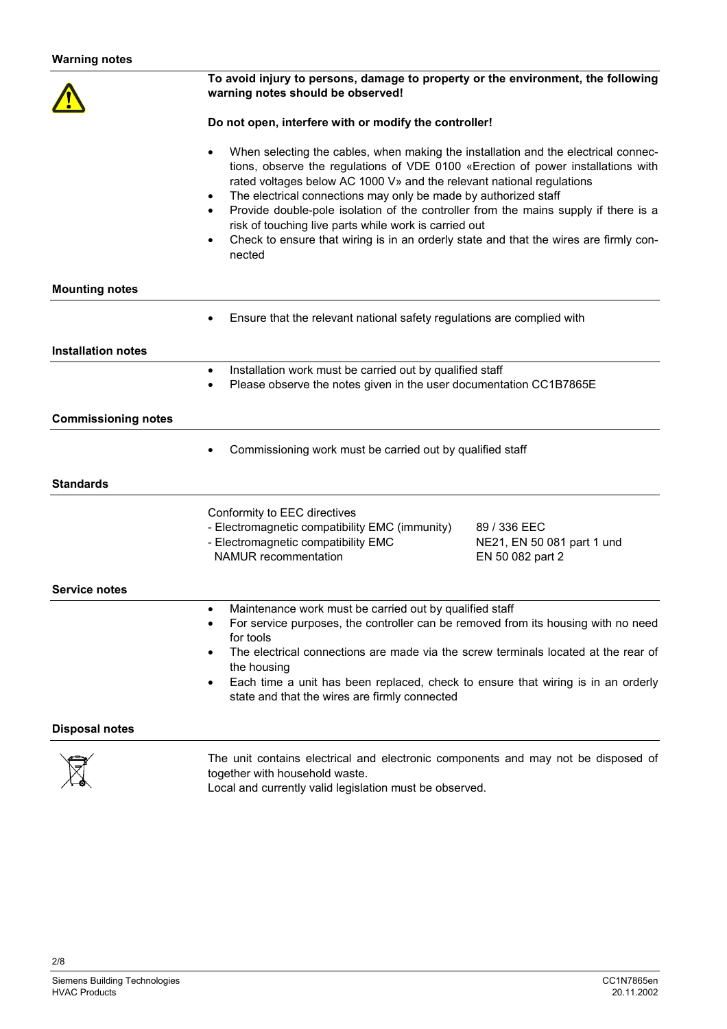## Warning notes

**To avoid injury to persons, damage to property or the environment, the following warning notes should be observed!**

**Do not open, interfere with or modify the controller!**

- When selecting the cables, when making the installation and the electrical connections, observe the regulations of VDE 0100 «Erection of power installations with rated voltages below AC 1000 V» and the relevant national regulations
- The electrical connections may only be made by authorized staff
- Provide double-pole isolation of the controller from the mains supply if there is a risk of touching live parts while work is carried out
- Check to ensure that wiring is in an orderly state and that the wires are firmly connected

## Mounting notes

- Ensure that the relevant national safety regulations are complied with

## Installation notes

- Installation work must be carried out by qualified staff
- Please observe the notes given in the user documentation CC1B7865E

## Commissioning notes

- Commissioning work must be carried out by qualified staff

## Standards

Conformity to EEC directives

| | |
|---|---|
| - Electromagnetic compatibility EMC (immunity) | 89 / 336 EEC |
| - Electromagnetic compatibility EMC NAMUR recommentation | NE21, EN 50 081 part 1 und EN 50 082 part 2 |

## Service notes

- Maintenance work must be carried out by qualified staff
- For service purposes, the controller can be removed from its housing with no need for tools
- The electrical connections are made via the screw terminals located at the rear of the housing
- Each time a unit has been replaced, check to ensure that wiring is in an orderly state and that the wires are firmly connected

## Disposal notes

The unit contains electrical and electronic components and may not be disposed of together with household waste.
Local and currently valid legislation must be observed.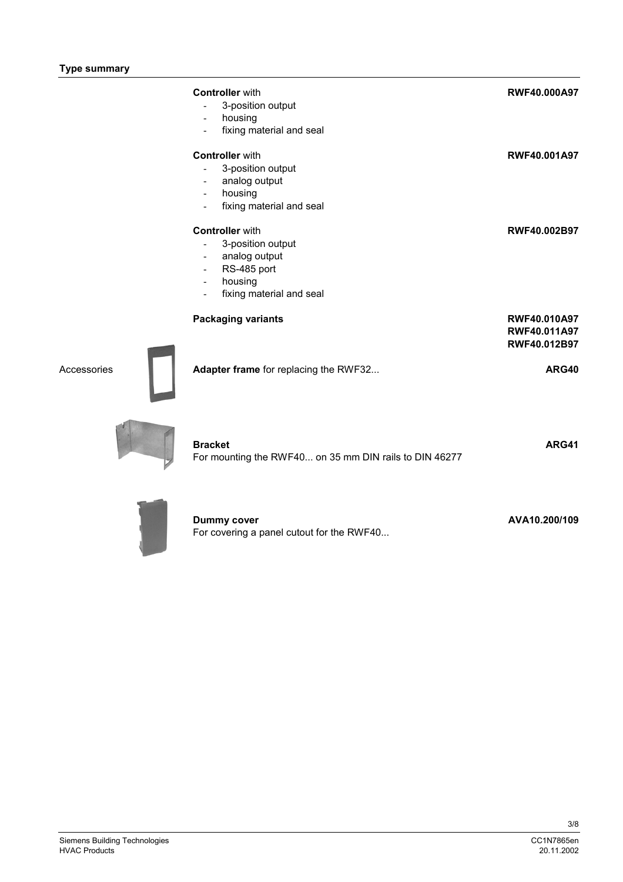## Type summary

| | Description | Type |
|---|---|---|
| | **Controller** with<br>- 3-position output<br>- housing<br>- fixing material and seal | **RWF40.000A97** |
| | **Controller** with<br>- 3-position output<br>- analog output<br>- housing<br>- fixing material and seal | **RWF40.001A97** |
| | **Controller** with<br>- 3-position output<br>- analog output<br>- RS-485 port<br>- housing<br>- fixing material and seal | **RWF40.002B97** |
| | **Packaging variants** | **RWF40.010A97**<br>**RWF40.011A97**<br>**RWF40.012B97** |
| Accessories | **Adapter frame** for replacing the RWF32... | **ARG40** |
| | **Bracket**<br>For mounting the RWF40... on 35 mm DIN rails to DIN 46277 | **ARG41** |
| | **Dummy cover**<br>For covering a panel cutout for the RWF40... | **AVA10.200/109** |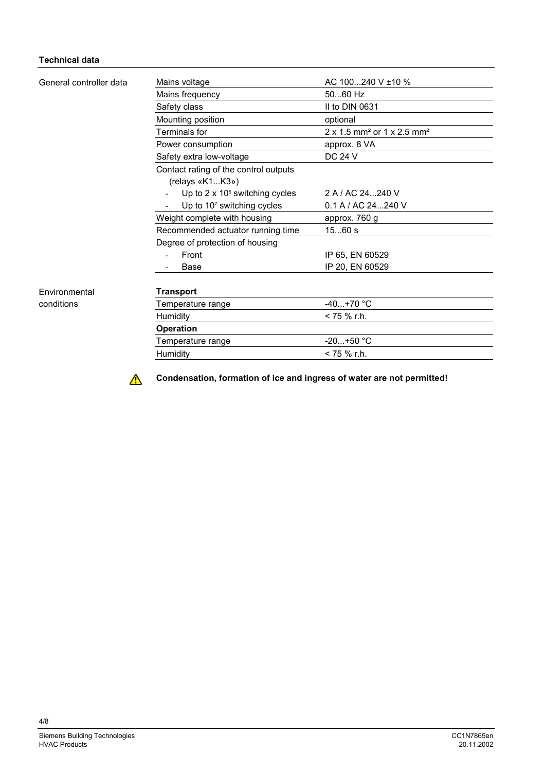### Technical data

**General controller data**

| | |
|---|---|
| Mains voltage | AC 100...240 V ±10 % |
| Mains frequency | 50...60 Hz |
| Safety class | II to DIN 0631 |
| Mounting position | optional |
| Terminals for | 2 x 1.5 mm² or 1 x 2.5 mm² |
| Power consumption | approx. 8 VA |
| Safety extra low-voltage | DC 24 V |
| Contact rating of the control outputs (relays «K1...K3») | |
| - Up to 2 x $10^5$ switching cycles | 2 A / AC 24...240 V |
| - Up to $10^7$ switching cycles | 0.1 A / AC 24...240 V |
| Weight complete with housing | approx. 760 g |
| Recommended actuator running time | 15...60 s |
| Degree of protection of housing | |
| - Front | IP 65, EN 60529 |
| - Base | IP 20, EN 60529 |

**Environmental conditions**

| | |
|---|---|
| **Transport** | |
| Temperature range | -40...+70 °C |
| Humidity | < 75 % r.h. |
| **Operation** | |
| Temperature range | -20...+50 °C |
| Humidity | < 75 % r.h. |

⚠ **Condensation, formation of ice and ingress of water are not permitted!**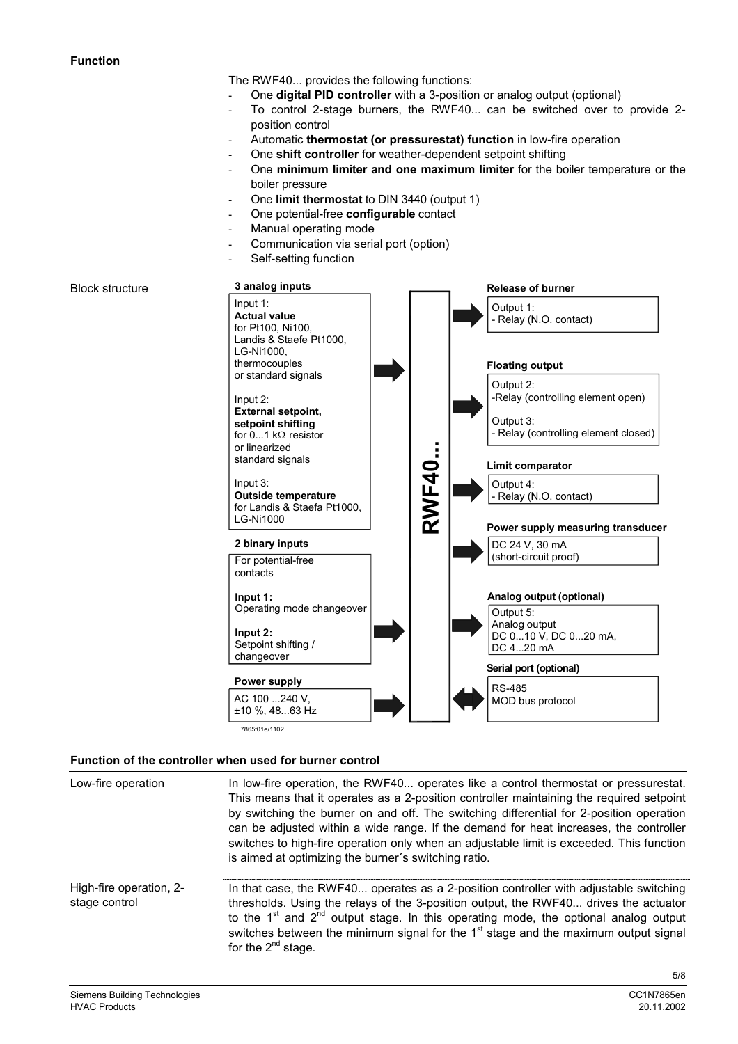## Function

The RWF40... provides the following functions:

- One **digital PID controller** with a 3-position or analog output (optional)
- To control 2-stage burners, the RWF40... can be switched over to provide 2-position control
- Automatic **thermostat (or pressurestat) function** in low-fire operation
- One **shift controller** for weather-dependent setpoint shifting
- One **minimum limiter and one maximum limiter** for the boiler temperature or the boiler pressure
- One **limit thermostat** to DIN 3440 (output 1)
- One potential-free **configurable** contact
- Manual operating mode
- Communication via serial port (option)
- Self-setting function

### Block structure

**3 analog inputs**

Input 1:
**Actual value**
for Pt100, Ni100, Landis & Staefe Pt1000, LG-Ni1000, thermocouples or standard signals

Input 2:
**External setpoint, setpoint shifting**
for 0...1 kΩ resistor or linearized standard signals

Input 3:
**Outside temperature**
for Landis & Staefa Pt1000, LG-Ni1000

**2 binary inputs**

For potential-free contacts

**Input 1:**
Operating mode changeover

**Input 2:**
Setpoint shifting / changeover

**Power supply**

AC 100 ...240 V, ±10 %, 48...63 Hz

**RWF40...**

**Release of burner**

Output 1:
- Relay (N.O. contact)

**Floating output**

Output 2:
-Relay (controlling element open)

Output 3:
- Relay (controlling element closed)

**Limit comparator**

Output 4:
- Relay (N.O. contact)

**Power supply measuring transducer**

DC 24 V, 30 mA (short-circuit proof)

**Analog output (optional)**

Output 5:
Analog output
DC 0...10 V, DC 0...20 mA, DC 4...20 mA

**Serial port (optional)**

RS-485
MOD bus protocol

7865f01e/1102

### Function of the controller when used for burner control

**Low-fire operation**

In low-fire operation, the RWF40... operates like a control thermostat or pressurestat. This means that it operates as a 2-position controller maintaining the required setpoint by switching the burner on and off. The switching differential for 2-position operation can be adjusted within a wide range. If the demand for heat increases, the controller switches to high-fire operation only when an adjustable limit is exceeded. This function is aimed at optimizing the burner´s switching ratio.

**High-fire operation, 2-stage control**

In that case, the RWF40... operates as a 2-position controller with adjustable switching thresholds. Using the relays of the 3-position output, the RWF40... drives the actuator to the 1st and 2nd output stage. In this operating mode, the optional analog output switches between the minimum signal for the 1st stage and the maximum output signal for the 2nd stage.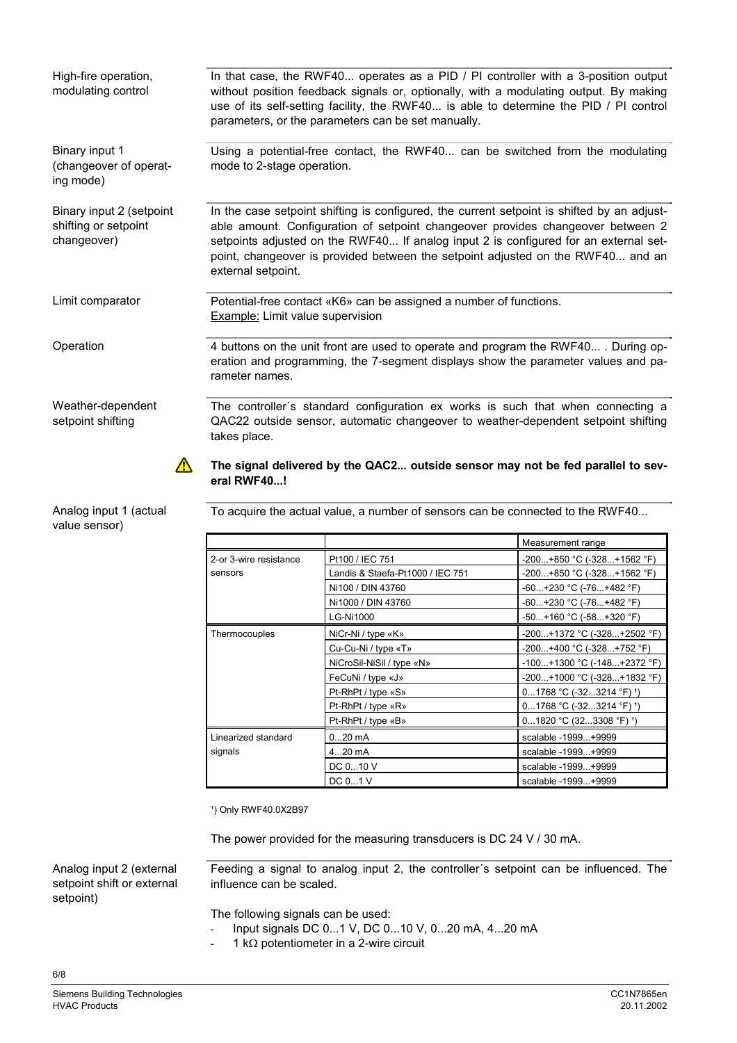**High-fire operation, modulating control**

In that case, the RWF40... operates as a PID / PI controller with a 3-position output without position feedback signals or, optionally, with a modulating output. By making use of its self-setting facility, the RWF40... is able to determine the PID / PI control parameters, or the parameters can be set manually.

**Binary input 1 (changeover of operating mode)**

Using a potential-free contact, the RWF40... can be switched from the modulating mode to 2-stage operation.

**Binary input 2 (setpoint shifting or setpoint changeover)**

In the case setpoint shifting is configured, the current setpoint is shifted by an adjustable amount. Configuration of setpoint changeover provides changeover between 2 setpoints adjusted on the RWF40... If analog input 2 is configured for an external setpoint, changeover is provided between the setpoint adjusted on the RWF40... and an external setpoint.

**Limit comparator**

Potential-free contact «K6» can be assigned a number of functions.
Example: Limit value supervision

**Operation**

4 buttons on the unit front are used to operate and program the RWF40... . During operation and programming, the 7-segment displays show the parameter values and parameter names.

**Weather-dependent setpoint shifting**

The controller´s standard configuration ex works is such that when connecting a QAC22 outside sensor, automatic changeover to weather-dependent setpoint shifting takes place.

⚠ **The signal delivered by the QAC2... outside sensor may not be fed parallel to several RWF40...!**

**Analog input 1 (actual value sensor)**

To acquire the actual value, a number of sensors can be connected to the RWF40...

| | | Measurement range |
|---|---|---|
| 2-or 3-wire resistance sensors | Pt100 / IEC 751 | -200...+850 °C (-328...+1562 °F) |
| | Landis & Staefa-Pt1000 / IEC 751 | -200...+850 °C (-328...+1562 °F) |
| | Ni100 / DIN 43760 | -60...+230 °C (-76...+482 °F) |
| | Ni1000 / DIN 43760 | -60...+230 °C (-76...+482 °F) |
| | LG-Ni1000 | -50...+160 °C (-58...+320 °F) |
| Thermocouples | NiCr-Ni / type «K» | -200...+1372 °C (-328...+2502 °F) |
| | Cu-Cu-Ni / type «T» | -200...+400 °C (-328...+752 °F) |
| | NiCroSil-NiSil / type «N» | -100...+1300 °C (-148...+2372 °F) |
| | FeCuNi / type «J» | -200...+1000 °C (-328...+1832 °F) |
| | Pt-RhPt / type «S» | 0...1768 °C (-32...3214 °F) [1] |
| | Pt-RhPt / type «R» | 0...1768 °C (-32...3214 °F) [1] |
| | Pt-RhPt / type «B» | 0...1820 °C (32...3308 °F) [1] |
| Linearized standard signals | 0...20 mA | scalable -1999...+9999 |
| | 4...20 mA | scalable -1999...+9999 |
| | DC 0...10 V | scalable -1999...+9999 |
| | DC 0...1 V | scalable -1999...+9999 |

[1]) Only RWF40.0X2B97

The power provided for the measuring transducers is DC 24 V / 30 mA.

**Analog input 2 (external setpoint shift or external setpoint)**

Feeding a signal to analog input 2, the controller´s setpoint can be influenced. The influence can be scaled.

The following signals can be used:

- Input signals DC 0...1 V, DC 0...10 V, 0...20 mA, 4...20 mA
- 1 kΩ potentiometer in a 2-wire circuit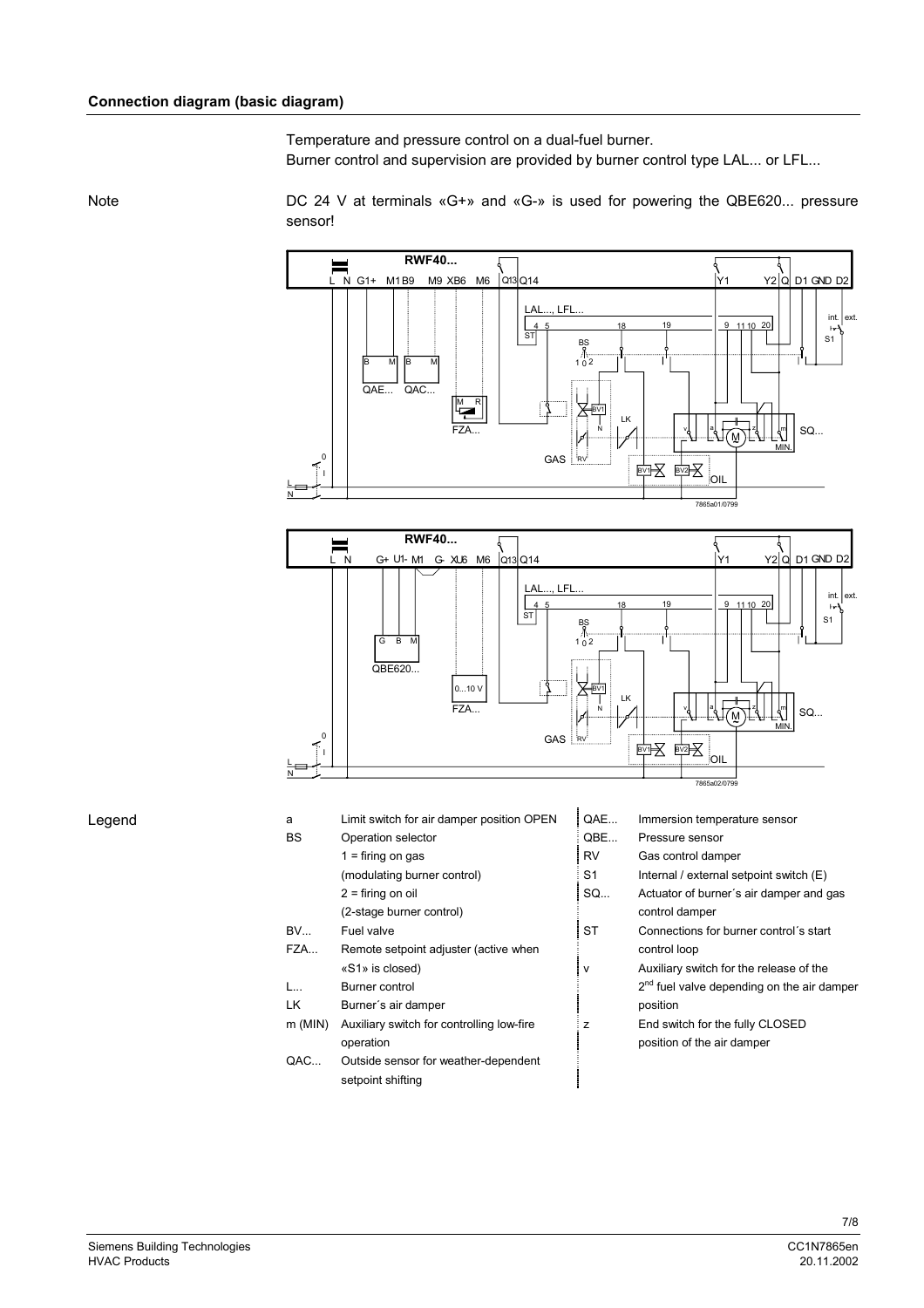## Connection diagram (basic diagram)

Temperature and pressure control on a dual-fuel burner.
Burner control and supervision are provided by burner control type LAL... or LFL...

Note

DC 24 V at terminals «G+» and «G-» is used for powering the QBE620... pressure sensor!

Legend

| | | | |
|---|---|---|---|
| a | Limit switch for air damper position OPEN | QAE... | Immersion temperature sensor |
| BS | Operation selector<br>1 = firing on gas<br>(modulating burner control)<br>2 = firing on oil<br>(2-stage burner control) | QBE... | Pressure sensor |
| | | RV | Gas control damper |
| | | S1 | Internal / external setpoint switch (E) |
| | | SQ... | Actuator of burner´s air damper and gas control damper |
| BV... | Fuel valve | ST | Connections for burner control´s start control loop |
| FZA... | Remote setpoint adjuster (active when «S1» is closed) | v | Auxiliary switch for the release of the 2nd fuel valve depending on the air damper position |
| L... | Burner control | | |
| LK | Burner´s air damper | | |
| m (MIN) | Auxiliary switch for controlling low-fire operation | z | End switch for the fully CLOSED position of the air damper |
| QAC... | Outside sensor for weather-dependent setpoint shifting | | |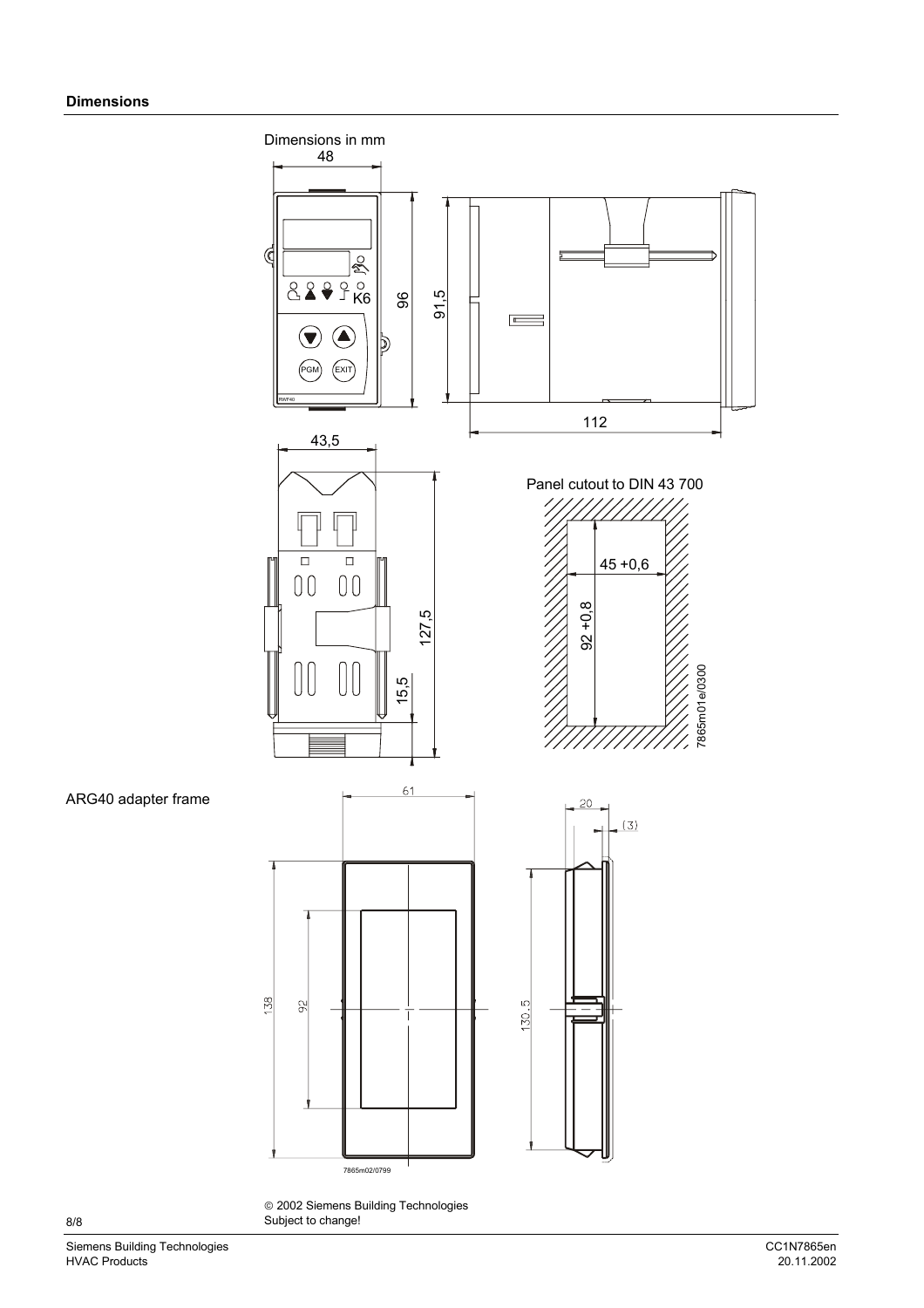## Dimensions

Dimensions in mm

48

96

91,5

112

43,5

127,5

15,5

Panel cutout to DIN 43 700

45 +0,6

92 +0,8

7865m01e/0300

ARG40 adapter frame

61

138

92

20

(3)

130.5

7865m02/0799

© 2002 Siemens Building Technologies
Subject to change!